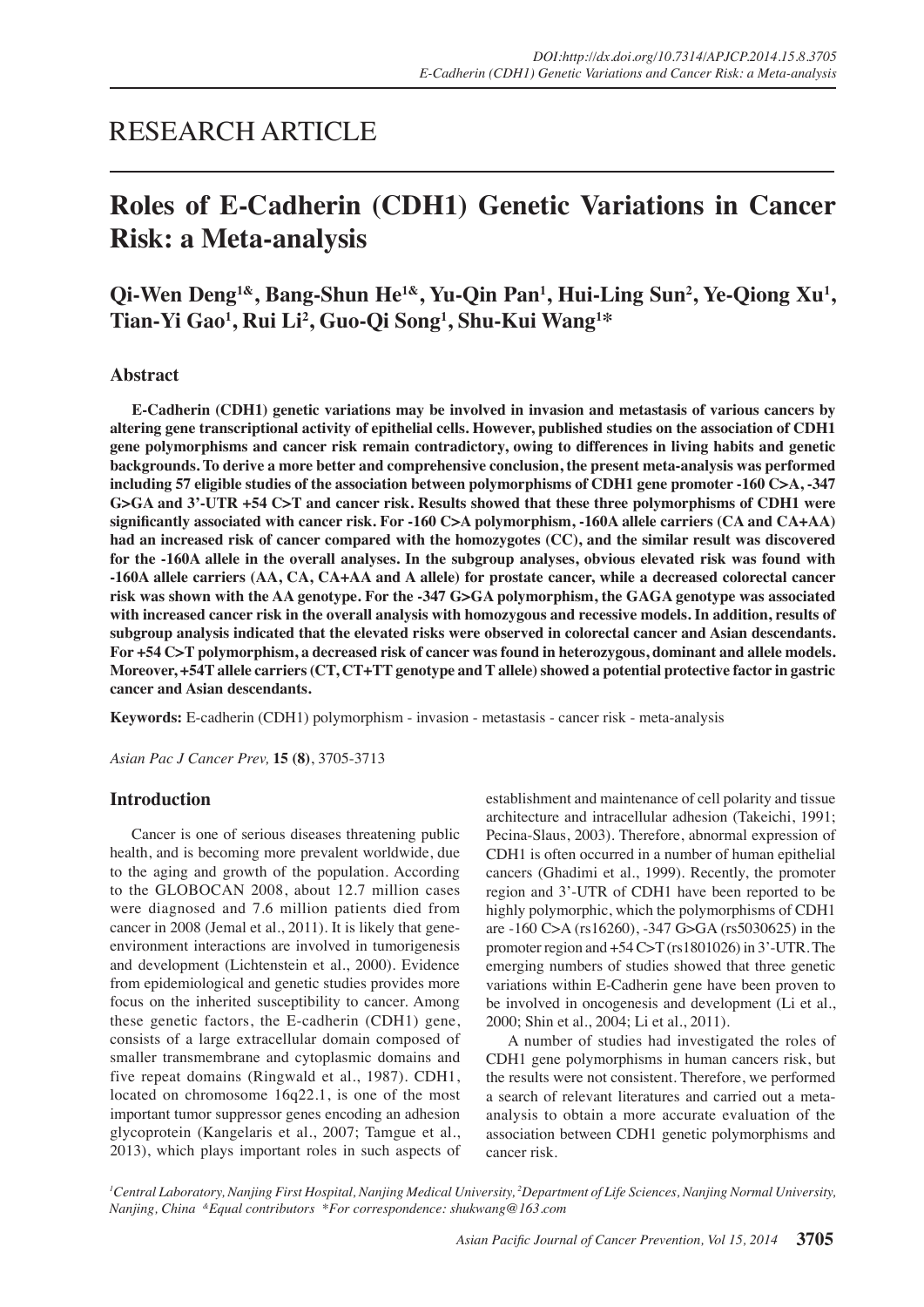RESEARCH ARTICLE

# Roles of E-Cadherin (CDH1) Genetic Variations in Cancer Risk: a Meta-analysis

**Qi-Wen Deng[1&], Bang-Shun He[1&], Yu-Qin Pan[1], Hui-Ling Sun[2], Ye-Qiong Xu[1], Tian-Yi Gao[1], Rui Li[2], Guo-Qi Song[1], Shu-Kui Wang[1*]**

## Abstract

**E-Cadherin (CDH1) genetic variations may be involved in invasion and metastasis of various cancers by altering gene transcriptional activity of epithelial cells. However, published studies on the association of CDH1 gene polymorphisms and cancer risk remain contradictory, owing to differences in living habits and genetic backgrounds. To derive a more better and comprehensive conclusion, the present meta-analysis was performed including 57 eligible studies of the association between polymorphisms of CDH1 gene promoter -160 C>A, -347 G>GA and 3'-UTR +54 C>T and cancer risk. Results showed that these three polymorphisms of CDH1 were significantly associated with cancer risk. For -160 C>A polymorphism, -160A allele carriers (CA and CA+AA) had an increased risk of cancer compared with the homozygotes (CC), and the similar result was discovered for the -160A allele in the overall analyses. In the subgroup analyses, obvious elevated risk was found with -160A allele carriers (AA, CA, CA+AA and A allele) for prostate cancer, while a decreased colorectal cancer risk was shown with the AA genotype. For the -347 G>GA polymorphism, the GAGA genotype was associated with increased cancer risk in the overall analysis with homozygous and recessive models. In addition, results of subgroup analysis indicated that the elevated risks were observed in colorectal cancer and Asian descendants. For +54 C>T polymorphism, a decreased risk of cancer was found in heterozygous, dominant and allele models. Moreover, +54T allele carriers (CT, CT+TT genotype and T allele) showed a potential protective factor in gastric cancer and Asian descendants.**

**Keywords:** E-cadherin (CDH1) polymorphism - invasion - metastasis - cancer risk - meta-analysis

*Asian Pac J Cancer Prev,* **15 (8)**, 3705-3713

## Introduction

Cancer is one of serious diseases threatening public health, and is becoming more prevalent worldwide, due to the aging and growth of the population. According to the GLOBOCAN 2008, about 12.7 million cases were diagnosed and 7.6 million patients died from cancer in 2008 (Jemal et al., 2011). It is likely that gene-environment interactions are involved in tumorigenesis and development (Lichtenstein et al., 2000). Evidence from epidemiological and genetic studies provides more focus on the inherited susceptibility to cancer. Among these genetic factors, the E-cadherin (CDH1) gene, consists of a large extracellular domain composed of smaller transmembrane and cytoplasmic domains and five repeat domains (Ringwald et al., 1987). CDH1, located on chromosome 16q22.1, is one of the most important tumor suppressor genes encoding an adhesion glycoprotein (Kangelaris et al., 2007; Tamgue et al., 2013), which plays important roles in such aspects of establishment and maintenance of cell polarity and tissue architecture and intracellular adhesion (Takeichi, 1991; Pecina-Slaus, 2003). Therefore, abnormal expression of CDH1 is often occurred in a number of human epithelial cancers (Ghadimi et al., 1999). Recently, the promoter region and 3'-UTR of CDH1 have been reported to be highly polymorphic, which the polymorphisms of CDH1 are -160 C>A (rs16260), -347 G>GA (rs5030625) in the promoter region and +54 C>T (rs1801026) in 3'-UTR. The emerging numbers of studies showed that three genetic variations within E-Cadherin gene have been proven to be involved in oncogenesis and development (Li et al., 2000; Shin et al., 2004; Li et al., 2011).

A number of studies had investigated the roles of CDH1 gene polymorphisms in human cancers risk, but the results were not consistent. Therefore, we performed a search of relevant literatures and carried out a meta-analysis to obtain a more accurate evaluation of the association between CDH1 genetic polymorphisms and cancer risk.

*[1]Central Laboratory, Nanjing First Hospital, Nanjing Medical University, [2]Department of Life Sciences, Nanjing Normal University, Nanjing, China [&]Equal contributors \*For correspondence: shukwang@163.com*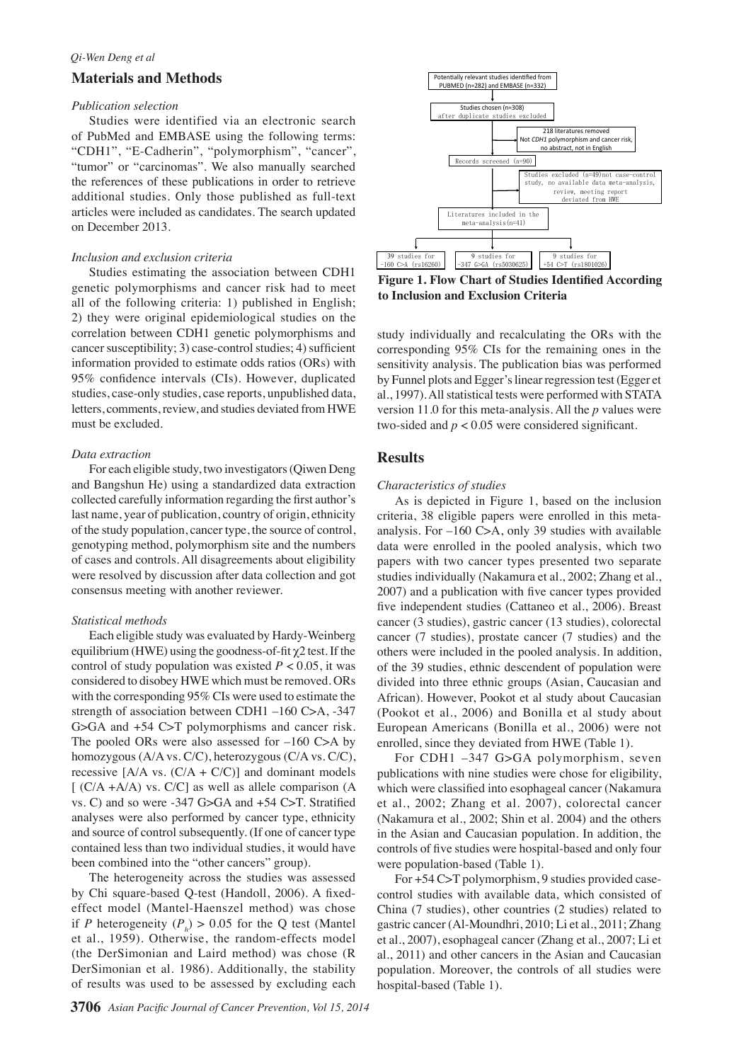## Materials and Methods

### *Publication selection*

Studies were identified via an electronic search of PubMed and EMBASE using the following terms: "CDH1", "E-Cadherin", "polymorphism", "cancer", "tumor" or "carcinomas". We also manually searched the references of these publications in order to retrieve additional studies. Only those published as full-text articles were included as candidates. The search updated on December 2013.

### *Inclusion and exclusion criteria*

Studies estimating the association between CDH1 genetic polymorphisms and cancer risk had to meet all of the following criteria: 1) published in English; 2) they were original epidemiological studies on the correlation between CDH1 genetic polymorphisms and cancer susceptibility; 3) case-control studies; 4) sufficient information provided to estimate odds ratios (ORs) with 95% confidence intervals (CIs). However, duplicated studies, case-only studies, case reports, unpublished data, letters, comments, review, and studies deviated from HWE must be excluded.

### *Data extraction*

For each eligible study, two investigators (Qiwen Deng and Bangshun He) using a standardized data extraction collected carefully information regarding the first author's last name, year of publication, country of origin, ethnicity of the study population, cancer type, the source of control, genotyping method, polymorphism site and the numbers of cases and controls. All disagreements about eligibility were resolved by discussion after data collection and got consensus meeting with another reviewer.

### *Statistical methods*

Each eligible study was evaluated by Hardy-Weinberg equilibrium (HWE) using the goodness-of-fit $\chi 2$ test. If the control of study population was existed $P < 0.05$, it was considered to disobey HWE which must be removed. ORs with the corresponding 95% CIs were used to estimate the strength of association between CDH1 –160 C>A, -347 G>GA and +54 C>T polymorphisms and cancer risk. The pooled ORs were also assessed for –160 C>A by homozygous (A/A vs. C/C), heterozygous (C/A vs. C/C), recessive [A/A vs. (C/A + C/C)] and dominant models [ (C/A +A/A) vs. C/C] as well as allele comparison (A vs. C) and so were -347 G>GA and +54 C>T. Stratified analyses were also performed by cancer type, ethnicity and source of control subsequently. (If one of cancer type contained less than two individual studies, it would have been combined into the "other cancers" group).

The heterogeneity across the studies was assessed by Chi square-based Q-test (Handoll, 2006). A fixed-effect model (Mantel-Haenszel method) was chose if *P* heterogeneity ($P_h$) > 0.05 for the Q test (Mantel et al., 1959). Otherwise, the random-effects model (the DerSimonian and Laird method) was chose (R DerSimonian et al. 1986). Additionally, the stability of results was used to be assessed by excluding each study individually and recalculating the ORs with the corresponding 95% CIs for the remaining ones in the sensitivity analysis. The publication bias was performed by Funnel plots and Egger's linear regression test (Egger et al., 1997). All statistical tests were performed with STATA version 11.0 for this meta-analysis. All the *p* values were two-sided and $p < 0.05$ were considered significant.

Potentially relevant studies identified from PUBMED (n=282) and EMBASE (n=332)
→ Studies chosen (n=308) after duplicate studies excluded
→ 218 literatures removed: Not *CDH1* polymorphism and cancer risk, no abstract, not in English
→ Records screened (n=90)
→ Studies excluded (n=49) not case-control study, no available data meta-analysis, review, meeting report deviated from HWE
→ Literatures included in the meta-analysis (n=41)
→ 39 studies for –160 C>A (rs16260) | 9 studies for –347 G>GA (rs5030625) | 9 studies for +54 C>T (rs1801026)

**Figure 1. Flow Chart of Studies Identified According to Inclusion and Exclusion Criteria**

## Results

### *Characteristics of studies*

As is depicted in Figure 1, based on the inclusion criteria, 38 eligible papers were enrolled in this meta-analysis. For –160 C>A, only 39 studies with available data were enrolled in the pooled analysis, which two papers with two cancer types presented two separate studies individually (Nakamura et al., 2002; Zhang et al., 2007) and a publication with five cancer types provided five independent studies (Cattaneo et al., 2006). Breast cancer (3 studies), gastric cancer (13 studies), colorectal cancer (7 studies), prostate cancer (7 studies) and the others were included in the pooled analysis. In addition, of the 39 studies, ethnic descendent of population were divided into three ethnic groups (Asian, Caucasian and African). However, Pookot et al study about Caucasian (Pookot et al., 2006) and Bonilla et al study about European Americans (Bonilla et al., 2006) were not enrolled, since they deviated from HWE (Table 1).

For CDH1 –347 G>GA polymorphism, seven publications with nine studies were chose for eligibility, which were classified into esophageal cancer (Nakamura et al., 2002; Zhang et al. 2007), colorectal cancer (Nakamura et al., 2002; Shin et al. 2004) and the others in the Asian and Caucasian population. In addition, the controls of five studies were hospital-based and only four were population-based (Table 1).

For +54 C>T polymorphism, 9 studies provided case-control studies with available data, which consisted of China (7 studies), other countries (2 studies) related to gastric cancer (Al-Moundhri, 2010; Li et al., 2011; Zhang et al., 2007), esophageal cancer (Zhang et al., 2007; Li et al., 2011) and other cancers in the Asian and Caucasian population. Moreover, the controls of all studies were hospital-based (Table 1).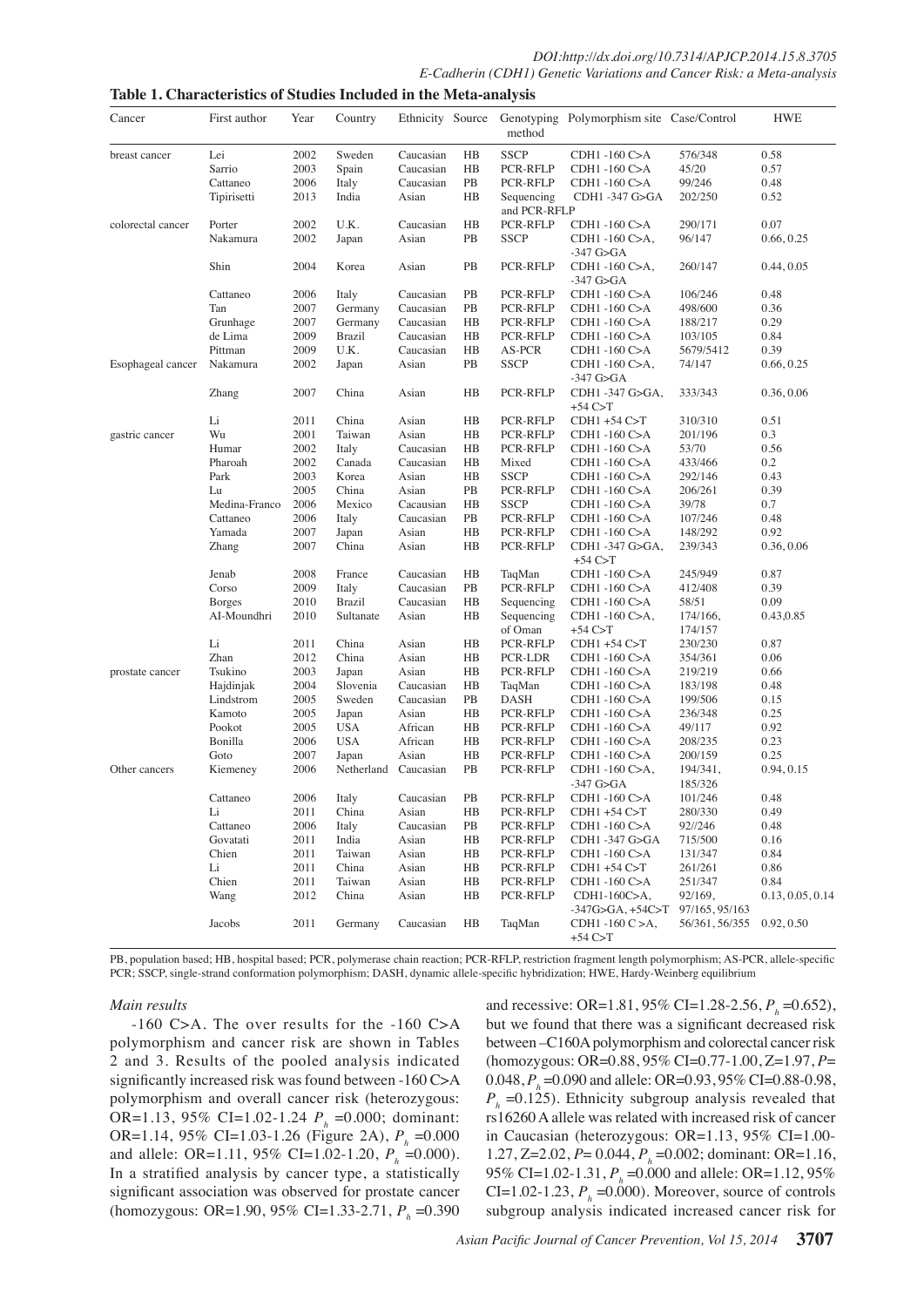**Table 1. Characteristics of Studies Included in the Meta-analysis**

| Cancer | First author | Year | Country | Ethnicity | Source | Genotyping method | Polymorphism site | Case/Control | HWE |
|---|---|---|---|---|---|---|---|---|---|
| breast cancer | Lei | 2002 | Sweden | Caucasian | HB | SSCP | CDH1 -160 C>A | 576/348 | 0.58 |
| | Sarrio | 2003 | Spain | Caucasian | HB | PCR-RFLP | CDH1 -160 C>A | 45/20 | 0.57 |
| | Cattaneo | 2006 | Italy | Caucasian | PB | PCR-RFLP | CDH1 -160 C>A | 99/246 | 0.48 |
| | Tipirisetti | 2013 | India | Asian | HB | Sequencing and PCR-RFLP | CDH1 -347 G>GA | 202/250 | 0.52 |
| colorectal cancer | Porter | 2002 | U.K. | Caucasian | HB | PCR-RFLP | CDH1 -160 C>A | 290/171 | 0.07 |
| | Nakamura | 2002 | Japan | Asian | PB | SSCP | CDH1 -160 C>A, -347 G>GA | 96/147 | 0.66, 0.25 |
| | Shin | 2004 | Korea | Asian | PB | PCR-RFLP | CDH1 -160 C>A, -347 G>GA | 260/147 | 0.44, 0.05 |
| | Cattaneo | 2006 | Italy | Caucasian | PB | PCR-RFLP | CDH1 -160 C>A | 106/246 | 0.48 |
| | Tan | 2007 | Germany | Caucasian | PB | PCR-RFLP | CDH1 -160 C>A | 498/600 | 0.36 |
| | Grunhage | 2007 | Germany | Caucasian | HB | PCR-RFLP | CDH1 -160 C>A | 188/217 | 0.29 |
| | de Lima | 2009 | Brazil | Caucasian | HB | PCR-RFLP | CDH1 -160 C>A | 103/105 | 0.84 |
| | Pittman | 2009 | U.K. | Caucasian | HB | AS-PCR | CDH1 -160 C>A | 5679/5412 | 0.39 |
| Esophageal cancer | Nakamura | 2002 | Japan | Asian | PB | SSCP | CDH1 -160 C>A, -347 G>GA | 74/147 | 0.66, 0.25 |
| | Zhang | 2007 | China | Asian | HB | PCR-RFLP | CDH1 -347 G>GA, +54 C>T | 333/343 | 0.36, 0.06 |
| | Li | 2011 | China | Asian | HB | PCR-RFLP | CDH1 +54 C>T | 310/310 | 0.51 |
| gastric cancer | Wu | 2001 | Taiwan | Asian | HB | PCR-RFLP | CDH1 -160 C>A | 201/196 | 0.3 |
| | Humar | 2002 | Italy | Caucasian | HB | PCR-RFLP | CDH1 -160 C>A | 53/70 | 0.56 |
| | Pharoah | 2002 | Canada | Caucasian | HB | Mixed | CDH1 -160 C>A | 433/466 | 0.2 |
| | Park | 2003 | Korea | Asian | HB | SSCP | CDH1 -160 C>A | 292/146 | 0.43 |
| | Lu | 2005 | China | Asian | PB | PCR-RFLP | CDH1 -160 C>A | 206/261 | 0.39 |
| | Medina-Franco | 2006 | Mexico | Cacausian | HB | SSCP | CDH1 -160 C>A | 39/78 | 0.7 |
| | Cattaneo | 2006 | Italy | Caucasian | PB | PCR-RFLP | CDH1 -160 C>A | 107/246 | 0.48 |
| | Yamada | 2007 | Japan | Asian | HB | PCR-RFLP | CDH1 -160 C>A | 148/292 | 0.92 |
| | Zhang | 2007 | China | Asian | HB | PCR-RFLP | CDH1 -347 G>GA, +54 C>T | 239/343 | 0.36, 0.06 |
| | Jenab | 2008 | France | Caucasian | HB | TaqMan | CDH1 -160 C>A | 245/949 | 0.87 |
| | Corso | 2009 | Italy | Caucasian | PB | PCR-RFLP | CDH1 -160 C>A | 412/408 | 0.39 |
| | Borges | 2010 | Brazil | Caucasian | HB | Sequencing | CDH1 -160 C>A | 58/51 | 0.09 |
| | AI-Moundhri | 2010 | Sultanate of Oman | Asian | HB | Sequencing | CDH1 -160 C>A, +54 C>T | 174/166, 174/157 | 0.43,0.85 |
| | Li | 2011 | China | Asian | HB | PCR-RFLP | CDH1 +54 C>T | 230/230 | 0.87 |
| | Zhan | 2012 | China | Asian | HB | PCR-LDR | CDH1 -160 C>A | 354/361 | 0.06 |
| prostate cancer | Tsukino | 2003 | Japan | Asian | HB | PCR-RFLP | CDH1 -160 C>A | 219/219 | 0.66 |
| | Hajdinjak | 2004 | Slovenia | Caucasian | HB | TaqMan | CDH1 -160 C>A | 183/198 | 0.48 |
| | Lindstrom | 2005 | Sweden | Caucasian | PB | DASH | CDH1 -160 C>A | 199/506 | 0.15 |
| | Kamoto | 2005 | Japan | Asian | HB | PCR-RFLP | CDH1 -160 C>A | 236/348 | 0.25 |
| | Pookot | 2005 | USA | African | HB | PCR-RFLP | CDH1 -160 C>A | 49/117 | 0.92 |
| | Bonilla | 2006 | USA | African | HB | PCR-RFLP | CDH1 -160 C>A | 208/235 | 0.23 |
| | Goto | 2007 | Japan | Asian | HB | PCR-RFLP | CDH1 -160 C>A | 200/159 | 0.25 |
| Other cancers | Kiemeney | 2006 | Netherland | Caucasian | PB | PCR-RFLP | CDH1 -160 C>A, -347 G>GA | 194/341, 185/326 | 0.94, 0.15 |
| | Cattaneo | 2006 | Italy | Caucasian | PB | PCR-RFLP | CDH1 -160 C>A | 101/246 | 0.48 |
| | Li | 2011 | China | Asian | HB | PCR-RFLP | CDH1 +54 C>T | 280/330 | 0.49 |
| | Cattaneo | 2006 | Italy | Caucasian | PB | PCR-RFLP | CDH1 -160 C>A | 92//246 | 0.48 |
| | Govatati | 2011 | India | Asian | HB | PCR-RFLP | CDH1 -347 G>GA | 715/500 | 0.16 |
| | Chien | 2011 | Taiwan | Asian | HB | PCR-RFLP | CDH1 -160 C>A | 131/347 | 0.84 |
| | Li | 2011 | China | Asian | HB | PCR-RFLP | CDH1 +54 C>T | 261/261 | 0.86 |
| | Chien | 2011 | Taiwan | Asian | HB | PCR-RFLP | CDH1 -160 C>A | 251/347 | 0.84 |
| | Wang | 2012 | China | Asian | HB | PCR-RFLP | CDH1-160C>A, -347G>GA, +54C>T | 92/169, 97/165, 95/163 | 0.13, 0.05, 0.14 |
| | Jacobs | 2011 | Germany | Caucasian | HB | TaqMan | CDH1 -160 C >A, +54 C>T | 56/361, 56/355 | 0.92, 0.50 |

PB, population based; HB, hospital based; PCR, polymerase chain reaction; PCR-RFLP, restriction fragment length polymorphism; AS-PCR, allele-specific PCR; SSCP, single-strand conformation polymorphism; DASH, dynamic allele-specific hybridization; HWE, Hardy-Weinberg equilibrium

### *Main results*

-160 C>A. The over results for the -160 C>A polymorphism and cancer risk are shown in Tables 2 and 3. Results of the pooled analysis indicated significantly increased risk was found between -160 C>A polymorphism and overall cancer risk (heterozygous: OR=1.13, 95% CI=1.02-1.24 $P_h$ =0.000; dominant: OR=1.14, 95% CI=1.03-1.26 (Figure 2A), $P_h$ =0.000 and allele: OR=1.11, 95% CI=1.02-1.20, $P_h$ =0.000). In a stratified analysis by cancer type, a statistically significant association was observed for prostate cancer (homozygous: OR=1.90, 95% CI=1.33-2.71, $P_h$ =0.390 and recessive: OR=1.81, 95% CI=1.28-2.56, $P_h$ =0.652), but we found that there was a significant decreased risk between –C160A polymorphism and colorectal cancer risk (homozygous: OR=0.88, 95% CI=0.77-1.00, Z=1.97, $P$= 0.048, $P_h$ =0.090 and allele: OR=0.93, 95% CI=0.88-0.98, $P_h$ =0.125). Ethnicity subgroup analysis revealed that rs16260 A allele was related with increased risk of cancer in Caucasian (heterozygous: OR=1.13, 95% CI=1.00-1.27, Z=2.02, $P$= 0.044, $P_h$ =0.002; dominant: OR=1.16, 95% CI=1.02-1.31, $P_h$ =0.000 and allele: OR=1.12, 95% CI=1.02-1.23, $P_h$ =0.000). Moreover, source of controls subgroup analysis indicated increased cancer risk for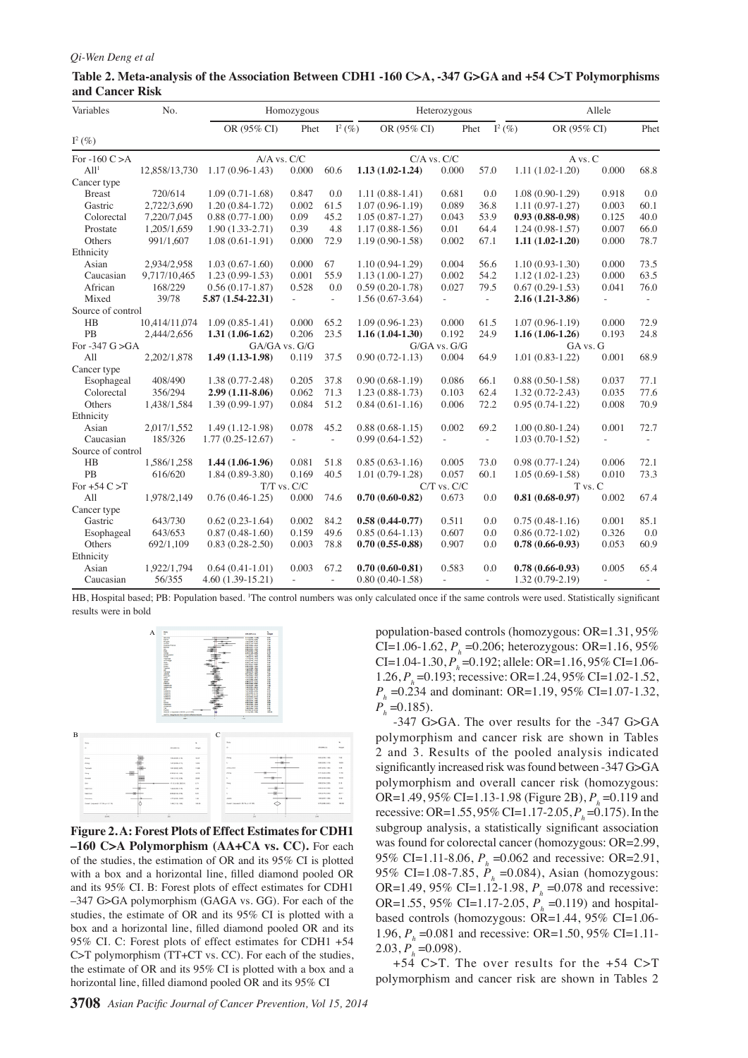**Table 2. Meta-analysis of the Association Between CDH1 -160 C>A, -347 G>GA and +54 C>T Polymorphisms and Cancer Risk**

| Variables | No. | Homozygous | | | Heterozygous | | | Allele | | |
|---|---|---|---|---|---|---|---|---|---|---|
| | | OR (95% CI) | Phet | $I^2$ (%) | OR (95% CI) | Phet | $I^2$ (%) | OR (95% CI) | Phet | $I^2$ (%) |
| For -160 C >A | | A/A vs. C/C | | | C/A vs. C/C | | | A vs. C | | |
| All[1] | 12,858/13,730 | 1.17 (0.96-1.43) | 0.000 | 60.6 | **1.13 (1.02-1.24)** | 0.000 | 57.0 | 1.11 (1.02-1.20) | 0.000 | 68.8 |
| Cancer type | | | | | | | | | | |
| Breast | 720/614 | 1.09 (0.71-1.68) | 0.847 | 0.0 | 1.11 (0.88-1.41) | 0.681 | 0.0 | 1.08 (0.90-1.29) | 0.918 | 0.0 |
| Gastric | 2,722/3,690 | 1.20 (0.84-1.72) | 0.002 | 61.5 | 1.07 (0.96-1.19) | 0.089 | 36.8 | 1.11 (0.97-1.27) | 0.003 | 60.1 |
| Colorectal | 7,220/7,045 | 0.88 (0.77-1.00) | 0.09 | 45.2 | 1.05 (0.87-1.27) | 0.043 | 53.9 | **0.93 (0.88-0.98)** | 0.125 | 40.0 |
| Prostate | 1,205/1,659 | 1.90 (1.33-2.71) | 0.39 | 4.8 | 1.17 (0.88-1.56) | 0.01 | 64.4 | 1.24 (0.98-1.57) | 0.007 | 66.0 |
| Others | 991/1,607 | 1.08 (0.61-1.91) | 0.000 | 72.9 | 1.19 (0.90-1.58) | 0.002 | 67.1 | **1.11 (1.02-1.20)** | 0.000 | 78.7 |
| Ethnicity | | | | | | | | | | |
| Asian | 2,934/2,958 | 1.03 (0.67-1.60) | 0.000 | 67 | 1.10 (0.94-1.29) | 0.004 | 56.6 | 1.10 (0.93-1.30) | 0.000 | 73.5 |
| Caucasian | 9,717/10,465 | 1.23 (0.99-1.53) | 0.001 | 55.9 | 1.13 (1.00-1.27) | 0.002 | 54.2 | 1.12 (1.02-1.23) | 0.000 | 63.5 |
| African | 168/229 | 0.56 (0.17-1.87) | 0.528 | 0.0 | 0.59 (0.20-1.78) | 0.027 | 79.5 | 0.67 (0.29-1.53) | 0.041 | 76.0 |
| Mixed | 39/78 | **5.87 (1.54-22.31)** | - | - | 1.56 (0.67-3.64) | - | - | **2.16 (1.21-3.86)** | - | - |
| Source of control | | | | | | | | | | |
| HB | 10,414/11,074 | 1.09 (0.85-1.41) | 0.000 | 65.2 | 1.09 (0.96-1.23) | 0.000 | 61.5 | 1.07 (0.96-1.19) | 0.000 | 72.9 |
| PB | 2,444/2,656 | **1.31 (1.06-1.62)** | 0.206 | 23.5 | **1.16 (1.04-1.30)** | 0.192 | 24.9 | **1.16 (1.06-1.26)** | 0.193 | 24.8 |
| For -347 G >GA | | GA/GA vs. G/G | | | G/GA vs. G/G | | | GA vs. G | | |
| All | 2,202/1,878 | **1.49 (1.13-1.98)** | 0.119 | 37.5 | 0.90 (0.72-1.13) | 0.004 | 64.9 | 1.01 (0.83-1.22) | 0.001 | 68.9 |
| Cancer type | | | | | | | | | | |
| Esophageal | 408/490 | 1.38 (0.77-2.48) | 0.205 | 37.8 | 0.90 (0.68-1.19) | 0.086 | 66.1 | 0.88 (0.50-1.58) | 0.037 | 77.1 |
| Colorectal | 356/294 | **2.99 (1.11-8.06)** | 0.062 | 71.3 | 1.23 (0.88-1.73) | 0.103 | 62.4 | 1.32 (0.72-2.43) | 0.035 | 77.6 |
| Others | 1,438/1,584 | 1.39 (0.99-1.97) | 0.084 | 51.2 | 0.84 (0.61-1.16) | 0.006 | 72.2 | 0.95 (0.74-1.22) | 0.008 | 70.9 |
| Ethnicity | | | | | | | | | | |
| Asian | 2,017/1,552 | 1.49 (1.12-1.98) | 0.078 | 45.2 | 0.88 (0.68-1.15) | 0.002 | 69.2 | 1.00 (0.80-1.24) | 0.001 | 72.7 |
| Caucasian | 185/326 | 1.77 (0.25-12.67) | - | - | 0.99 (0.64-1.52) | - | - | 1.03 (0.70-1.52) | - | - |
| Source of control | | | | | | | | | | |
| HB | 1,586/1,258 | **1.44 (1.06-1.96)** | 0.081 | 51.8 | 0.85 (0.63-1.16) | 0.005 | 73.0 | 0.98 (0.77-1.24) | 0.006 | 72.1 |
| PB | 616/620 | 1.84 (0.89-3.80) | 0.169 | 40.5 | 1.01 (0.79-1.28) | 0.057 | 60.1 | 1.05 (0.69-1.58) | 0.010 | 73.3 |
| For +54 C >T | | T/T vs. C/C | | | C/T vs. C/C | | | T vs. C | | |
| All | 1,978/2,149 | 0.76 (0.46-1.25) | 0.000 | 74.6 | **0.70 (0.60-0.82)** | 0.673 | 0.0 | **0.81 (0.68-0.97)** | 0.002 | 67.4 |
| Cancer type | | | | | | | | | | |
| Gastric | 643/730 | 0.62 (0.23-1.64) | 0.002 | 84.2 | **0.58 (0.44-0.77)** | 0.511 | 0.0 | 0.75 (0.48-1.16) | 0.001 | 85.1 |
| Esophageal | 643/653 | 0.87 (0.48-1.60) | 0.159 | 49.6 | 0.85 (0.64-1.13) | 0.607 | 0.0 | 0.86 (0.72-1.02) | 0.326 | 0.0 |
| Others | 692/1,109 | 0.83 (0.28-2.50) | 0.003 | 78.8 | **0.70 (0.55-0.88)** | 0.907 | 0.0 | **0.78 (0.66-0.93)** | 0.053 | 60.9 |
| Ethnicity | | | | | | | | | | |
| Asian | 1,922/1,794 | 0.64 (0.41-1.01) | 0.003 | 67.2 | **0.70 (0.60-0.81)** | 0.583 | 0.0 | **0.78 (0.66-0.93)** | 0.005 | 65.4 |
| Caucasian | 56/355 | 4.60 (1.39-15.21) | - | - | 0.80 (0.40-1.58) | - | - | 1.32 (0.79-2.19) | - | - |

HB, Hospital based; PB: Population based. [1]The control numbers was only calculated once if the same controls were used. Statistically significant results were in bold

**Figure 2. A: Forest Plots of Effect Estimates for CDH1 –160 C>A Polymorphism (AA+CA vs. CC).** For each of the studies, the estimation of OR and its 95% CI is plotted with a box and a horizontal line, filled diamond pooled OR and its 95% CI. B: Forest plots of effect estimates for CDH1 –347 G>GA polymorphism (GAGA vs. GG). For each of the studies, the estimate of OR and its 95% CI is plotted with a box and a horizontal line, filled diamond pooled OR and its 95% CI. C: Forest plots of effect estimates for CDH1 +54 C>T polymorphism (TT+CT vs. CC). For each of the studies, the estimate of OR and its 95% CI is plotted with a box and a horizontal line, filled diamond pooled OR and its 95% CI

population-based controls (homozygous: OR=1.31, 95% CI=1.06-1.62, $P_h$ =0.206; heterozygous: OR=1.16, 95% CI=1.04-1.30, $P_h$ =0.192; allele: OR=1.16, 95% CI=1.06-1.26, $P_h$ =0.193; recessive: OR=1.24, 95% CI=1.02-1.52, $P_h$ =0.234 and dominant: OR=1.19, 95% CI=1.07-1.32, $P_h$ =0.185).

-347 G>GA. The over results for the -347 G>GA polymorphism and cancer risk are shown in Tables 2 and 3. Results of the pooled analysis indicated significantly increased risk was found between -347 G>GA polymorphism and overall cancer risk (homozygous: OR=1.49, 95% CI=1.13-1.98 (Figure 2B), $P_h$ =0.119 and recessive: OR=1.55, 95% CI=1.17-2.05, $P_h$ =0.175). In the subgroup analysis, a statistically significant association was found for colorectal cancer (homozygous: OR=2.99, 95% CI=1.11-8.06, $P_h$ =0.062 and recessive: OR=2.91, 95% CI=1.08-7.85, $P_h$ =0.084), Asian (homozygous: OR=1.49, 95% CI=1.12-1.98, $P_h$ =0.078 and recessive: OR=1.55, 95% CI=1.17-2.05, $P_h$ =0.119) and hospital-based controls (homozygous: OR=1.44, 95% CI=1.06-1.96, $P_h$ =0.081 and recessive: OR=1.50, 95% CI=1.11-2.03, $P_h$ =0.098).

+54 C>T. The over results for the +54 C>T polymorphism and cancer risk are shown in Tables 2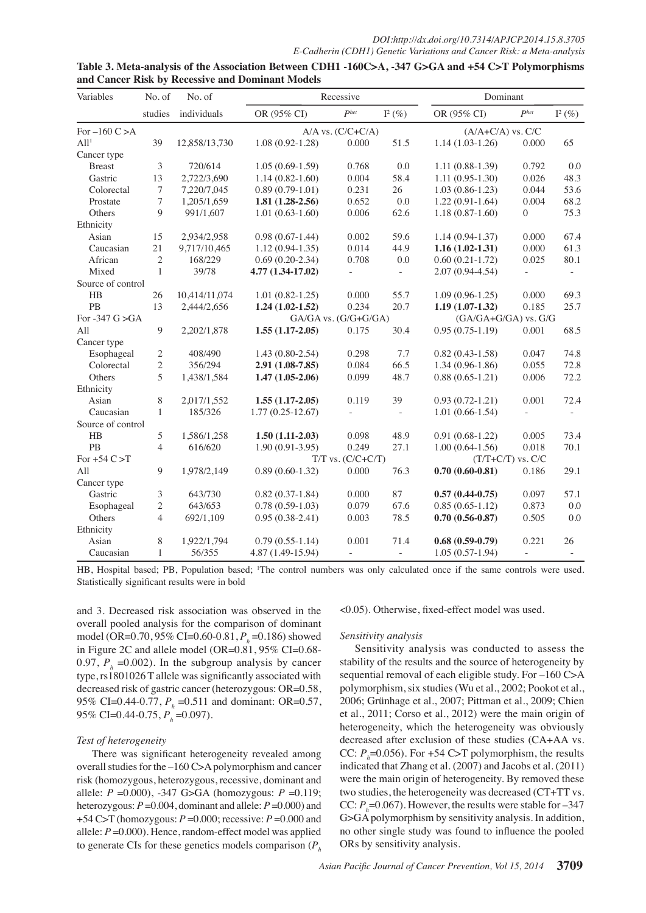**Table 3. Meta-analysis of the Association Between CDH1 -160C>A, -347 G>GA and +54 C>T Polymorphisms and Cancer Risk by Recessive and Dominant Models**

| Variables | No. of studies | No. of individuals | Recessive | | | Dominant | | |
|---|---|---|---|---|---|---|---|---|
| | | | OR (95% CI) | $P^{het}$ | $I^2$ (%) | OR (95% CI) | $P^{het}$ | $I^2$ (%) |
| For –160 C >A | | | A/A vs. (C/C+C/A) | | | (A/A+C/A) vs. C/C | | |
| All[1] | 39 | 12,858/13,730 | 1.08 (0.92-1.28) | 0.000 | 51.5 | 1.14 (1.03-1.26) | 0.000 | 65 |
| Cancer type | | | | | | | | |
| Breast | 3 | 720/614 | 1.05 (0.69-1.59) | 0.768 | 0.0 | 1.11 (0.88-1.39) | 0.792 | 0.0 |
| Gastric | 13 | 2,722/3,690 | 1.14 (0.82-1.60) | 0.004 | 58.4 | 1.11 (0.95-1.30) | 0.026 | 48.3 |
| Colorectal | 7 | 7,220/7,045 | 0.89 (0.79-1.01) | 0.231 | 26 | 1.03 (0.86-1.23) | 0.044 | 53.6 |
| Prostate | 7 | 1,205/1,659 | **1.81 (1.28-2.56)** | 0.652 | 0.0 | 1.22 (0.91-1.64) | 0.004 | 68.2 |
| Others | 9 | 991/1,607 | 1.01 (0.63-1.60) | 0.006 | 62.6 | 1.18 (0.87-1.60) | 0 | 75.3 |
| Ethnicity | | | | | | | | |
| Asian | 15 | 2,934/2,958 | 0.98 (0.67-1.44) | 0.002 | 59.6 | 1.14 (0.94-1.37) | 0.000 | 67.4 |
| Caucasian | 21 | 9,717/10,465 | 1.12 (0.94-1.35) | 0.014 | 44.9 | **1.16 (1.02-1.31)** | 0.000 | 61.3 |
| African | 2 | 168/229 | 0.69 (0.20-2.34) | 0.708 | 0.0 | 0.60 (0.21-1.72) | 0.025 | 80.1 |
| Mixed | 1 | 39/78 | **4.77 (1.34-17.02)** | - | - | 2.07 (0.94-4.54) | - | - |
| Source of control | | | | | | | | |
| HB | 26 | 10,414/11,074 | 1.01 (0.82-1.25) | 0.000 | 55.7 | 1.09 (0.96-1.25) | 0.000 | 69.3 |
| PB | 13 | 2,444/2,656 | **1.24 (1.02-1.52)** | 0.234 | 20.7 | **1.19 (1.07-1.32)** | 0.185 | 25.7 |
| For -347 G >GA | | | GA/GA vs. (G/G+G/GA) | | | (GA/GA+G/GA) vs. G/G | | |
| All | 9 | 2,202/1,878 | **1.55 (1.17-2.05)** | 0.175 | 30.4 | 0.95 (0.75-1.19) | 0.001 | 68.5 |
| Cancer type | | | | | | | | |
| Esophageal | 2 | 408/490 | 1.43 (0.80-2.54) | 0.298 | 7.7 | 0.82 (0.43-1.58) | 0.047 | 74.8 |
| Colorectal | 2 | 356/294 | **2.91 (1.08-7.85)** | 0.084 | 66.5 | 1.34 (0.96-1.86) | 0.055 | 72.8 |
| Others | 5 | 1,438/1,584 | **1.47 (1.05-2.06)** | 0.099 | 48.7 | 0.88 (0.65-1.21) | 0.006 | 72.2 |
| Ethnicity | | | | | | | | |
| Asian | 8 | 2,017/1,552 | **1.55 (1.17-2.05)** | 0.119 | 39 | 0.93 (0.72-1.21) | 0.001 | 72.4 |
| Caucasian | 1 | 185/326 | 1.77 (0.25-12.67) | - | - | 1.01 (0.66-1.54) | - | - |
| Source of control | | | | | | | | |
| HB | 5 | 1,586/1,258 | **1.50 (1.11-2.03)** | 0.098 | 48.9 | 0.91 (0.68-1.22) | 0.005 | 73.4 |
| PB | 4 | 616/620 | 1.90 (0.91-3.95) | 0.249 | 27.1 | 1.00 (0.64-1.56) | 0.018 | 70.1 |
| For +54 C >T | | | T/T vs. (C/C+C/T) | | | (T/T+C/T) vs. C/C | | |
| All | 9 | 1,978/2,149 | 0.89 (0.60-1.32) | 0.000 | 76.3 | **0.70 (0.60-0.81)** | 0.186 | 29.1 |
| Cancer type | | | | | | | | |
| Gastric | 3 | 643/730 | 0.82 (0.37-1.84) | 0.000 | 87 | **0.57 (0.44-0.75)** | 0.097 | 57.1 |
| Esophageal | 2 | 643/653 | 0.78 (0.59-1.03) | 0.079 | 67.6 | 0.85 (0.65-1.12) | 0.873 | 0.0 |
| Others | 4 | 692/1,109 | 0.95 (0.38-2.41) | 0.003 | 78.5 | **0.70 (0.56-0.87)** | 0.505 | 0.0 |
| Ethnicity | | | | | | | | |
| Asian | 8 | 1,922/1,794 | 0.79 (0.55-1.14) | 0.001 | 71.4 | **0.68 (0.59-0.79)** | 0.221 | 26 |
| Caucasian | 1 | 56/355 | 4.87 (1.49-15.94) | - | - | 1.05 (0.57-1.94) | - | - |

HB, Hospital based; PB, Population based; [1]The control numbers was only calculated once if the same controls were used. Statistically significant results were in bold

and 3. Decreased risk association was observed in the overall pooled analysis for the comparison of dominant model (OR=0.70, 95% CI=0.60-0.81, $P_h$ =0.186) showed in Figure 2C and allele model (OR=0.81, 95% CI=0.68-0.97, $P_h$ =0.002). In the subgroup analysis by cancer type, rs1801026 T allele was significantly associated with decreased risk of gastric cancer (heterozygous: OR=0.58, 95% CI=0.44-0.77, $P_h$ =0.511 and dominant: OR=0.57, 95% CI=0.44-0.75, $P_h$ =0.097).

*Test of heterogeneity*

There was significant heterogeneity revealed among overall studies for the –160 C>A polymorphism and cancer risk (homozygous, heterozygous, recessive, dominant and allele: $P$ =0.000), -347 G>GA (homozygous: $P$ =0.119; heterozygous: $P$ =0.004, dominant and allele: $P$ =0.000) and +54 C>T (homozygous: $P$ =0.000; recessive: $P$ =0.000 and allele: $P$ =0.000). Hence, random-effect model was applied to generate CIs for these genetics models comparison ($P_h$ <0.05). Otherwise, fixed-effect model was used.

*Sensitivity analysis*

Sensitivity analysis was conducted to assess the stability of the results and the source of heterogeneity by sequential removal of each eligible study. For –160 C>A polymorphism, six studies (Wu et al., 2002; Pookot et al., 2006; Grünhage et al., 2007; Pittman et al., 2009; Chien et al., 2011; Corso et al., 2012) were the main origin of heterogeneity, which the heterogeneity was obviously decreased after exclusion of these studies (CA+AA vs. CC: $P_h$=0.056). For +54 C>T polymorphism, the results indicated that Zhang et al. (2007) and Jacobs et al. (2011) were the main origin of heterogeneity. By removed these two studies, the heterogeneity was decreased (CT+TT vs. CC: $P_h$=0.067). However, the results were stable for –347 G>GA polymorphism by sensitivity analysis. In addition, no other single study was found to influence the pooled ORs by sensitivity analysis.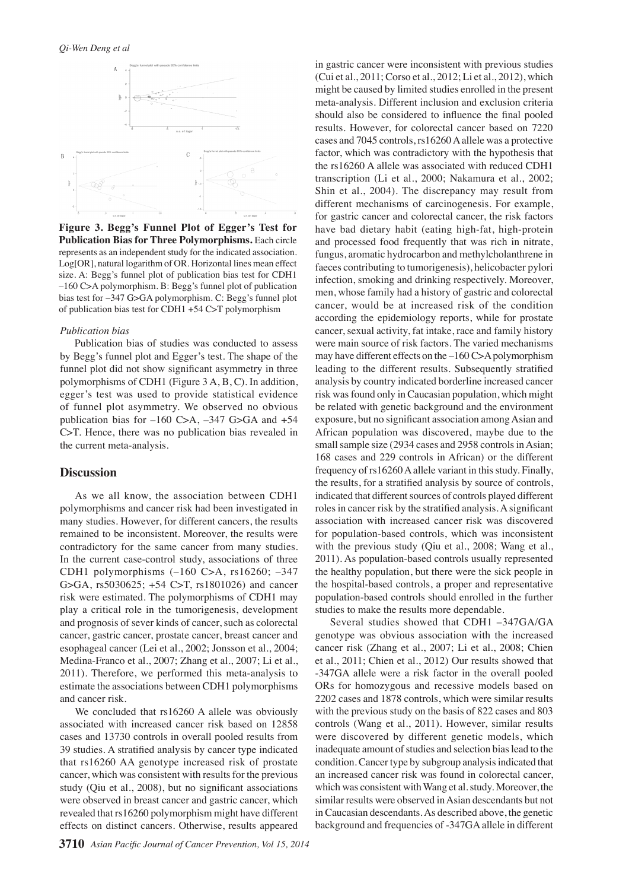**Figure 3. Begg's Funnel Plot of Egger's Test for Publication Bias for Three Polymorphisms.** Each circle represents as an independent study for the indicated association. Log[OR], natural logarithm of OR. Horizontal lines mean effect size. A: Begg's funnel plot of publication bias test for CDH1 –160 C>A polymorphism. B: Begg's funnel plot of publication bias test for –347 G>GA polymorphism. C: Begg's funnel plot of publication bias test for CDH1 +54 C>T polymorphism

*Publication bias*

Publication bias of studies was conducted to assess by Begg's funnel plot and Egger's test. The shape of the funnel plot did not show significant asymmetry in three polymorphisms of CDH1 (Figure 3 A, B, C). In addition, egger's test was used to provide statistical evidence of funnel plot asymmetry. We observed no obvious publication bias for –160 C>A, –347 G>GA and +54 C>T. Hence, there was no publication bias revealed in the current meta-analysis.

## Discussion

As we all know, the association between CDH1 polymorphisms and cancer risk had been investigated in many studies. However, for different cancers, the results remained to be inconsistent. Moreover, the results were contradictory for the same cancer from many studies. In the current case-control study, associations of three CDH1 polymorphisms (–160 C>A, rs16260; –347 G>GA, rs5030625; +54 C>T, rs1801026) and cancer risk were estimated. The polymorphisms of CDH1 may play a critical role in the tumorigenesis, development and prognosis of sever kinds of cancer, such as colorectal cancer, gastric cancer, prostate cancer, breast cancer and esophageal cancer (Lei et al., 2002; Jonsson et al., 2004; Medina-Franco et al., 2007; Zhang et al., 2007; Li et al., 2011). Therefore, we performed this meta-analysis to estimate the associations between CDH1 polymorphisms and cancer risk.

We concluded that rs16260 A allele was obviously associated with increased cancer risk based on 12858 cases and 13730 controls in overall pooled results from 39 studies. A stratified analysis by cancer type indicated that rs16260 AA genotype increased risk of prostate cancer, which was consistent with results for the previous study (Qiu et al., 2008), but no significant associations were observed in breast cancer and gastric cancer, which revealed that rs16260 polymorphism might have different effects on distinct cancers. Otherwise, results appeared in gastric cancer were inconsistent with previous studies (Cui et al., 2011; Corso et al., 2012; Li et al., 2012), which might be caused by limited studies enrolled in the present meta-analysis. Different inclusion and exclusion criteria should also be considered to influence the final pooled results. However, for colorectal cancer based on 7220 cases and 7045 controls, rs16260 A allele was a protective factor, which was contradictory with the hypothesis that the rs16260 A allele was associated with reduced CDH1 transcription (Li et al., 2000; Nakamura et al., 2002; Shin et al., 2004). The discrepancy may result from different mechanisms of carcinogenesis. For example, for gastric cancer and colorectal cancer, the risk factors have bad dietary habit (eating high-fat, high-protein and processed food frequently that was rich in nitrate, fungus, aromatic hydrocarbon and methylcholanthrene in faeces contributing to tumorigenesis), helicobacter pylori infection, smoking and drinking respectively. Moreover, men, whose family had a history of gastric and colorectal cancer, would be at increased risk of the condition according the epidemiology reports, while for prostate cancer, sexual activity, fat intake, race and family history were main source of risk factors. The varied mechanisms may have different effects on the –160 C>A polymorphism leading to the different results. Subsequently stratified analysis by country indicated borderline increased cancer risk was found only in Caucasian population, which might be related with genetic background and the environment exposure, but no significant association among Asian and African population was discovered, maybe due to the small sample size (2934 cases and 2958 controls in Asian; 168 cases and 229 controls in African) or the different frequency of rs16260 A allele variant in this study. Finally, the results, for a stratified analysis by source of controls, indicated that different sources of controls played different roles in cancer risk by the stratified analysis. A significant association with increased cancer risk was discovered for population-based controls, which was inconsistent with the previous study (Qiu et al., 2008; Wang et al., 2011). As population-based controls usually represented the healthy population, but there were the sick people in the hospital-based controls, a proper and representative population-based controls should enrolled in the further studies to make the results more dependable.

Several studies showed that CDH1 –347GA/GA genotype was obvious association with the increased cancer risk (Zhang et al., 2007; Li et al., 2008; Chien et al., 2011; Chien et al., 2012) Our results showed that -347GA allele were a risk factor in the overall pooled ORs for homozygous and recessive models based on 2202 cases and 1878 controls, which were similar results with the previous study on the basis of 822 cases and 803 controls (Wang et al., 2011). However, similar results were discovered by different genetic models, which inadequate amount of studies and selection bias lead to the condition. Cancer type by subgroup analysis indicated that an increased cancer risk was found in colorectal cancer, which was consistent with Wang et al. study. Moreover, the similar results were observed in Asian descendants but not in Caucasian descendants. As described above, the genetic background and frequencies of -347GA allele in different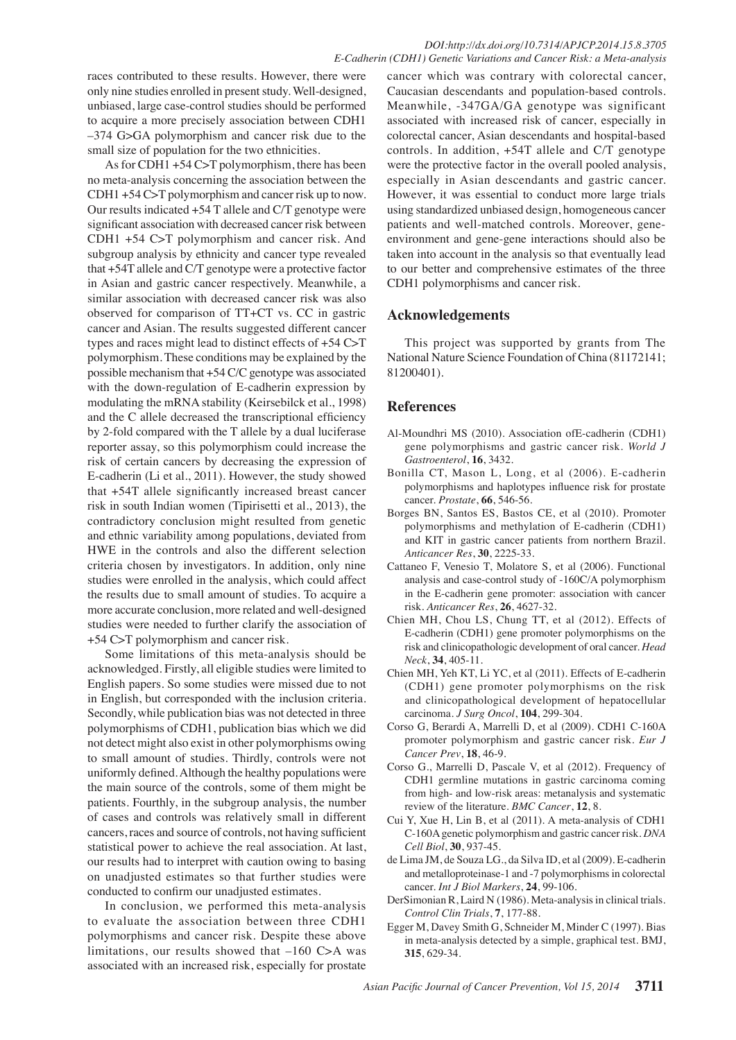races contributed to these results. However, there were only nine studies enrolled in present study. Well-designed, unbiased, large case-control studies should be performed to acquire a more precisely association between CDH1 –374 G>GA polymorphism and cancer risk due to the small size of population for the two ethnicities.

As for CDH1 +54 C>T polymorphism, there has been no meta-analysis concerning the association between the CDH1 +54 C>T polymorphism and cancer risk up to now. Our results indicated +54 T allele and C/T genotype were significant association with decreased cancer risk between CDH1 +54 C>T polymorphism and cancer risk. And subgroup analysis by ethnicity and cancer type revealed that +54T allele and C/T genotype were a protective factor in Asian and gastric cancer respectively. Meanwhile, a similar association with decreased cancer risk was also observed for comparison of TT+CT vs. CC in gastric cancer and Asian. The results suggested different cancer types and races might lead to distinct effects of +54 C>T polymorphism. These conditions may be explained by the possible mechanism that +54 C/C genotype was associated with the down-regulation of E-cadherin expression by modulating the mRNA stability (Keirsebilck et al., 1998) and the C allele decreased the transcriptional efficiency by 2-fold compared with the T allele by a dual luciferase reporter assay, so this polymorphism could increase the risk of certain cancers by decreasing the expression of E-cadherin (Li et al., 2011). However, the study showed that +54T allele significantly increased breast cancer risk in south Indian women (Tipirisetti et al., 2013), the contradictory conclusion might resulted from genetic and ethnic variability among populations, deviated from HWE in the controls and also the different selection criteria chosen by investigators. In addition, only nine studies were enrolled in the analysis, which could affect the results due to small amount of studies. To acquire a more accurate conclusion, more related and well-designed studies were needed to further clarify the association of +54 C>T polymorphism and cancer risk.

Some limitations of this meta-analysis should be acknowledged. Firstly, all eligible studies were limited to English papers. So some studies were missed due to not in English, but corresponded with the inclusion criteria. Secondly, while publication bias was not detected in three polymorphisms of CDH1, publication bias which we did not detect might also exist in other polymorphisms owing to small amount of studies. Thirdly, controls were not uniformly defined. Although the healthy populations were the main source of the controls, some of them might be patients. Fourthly, in the subgroup analysis, the number of cases and controls was relatively small in different cancers, races and source of controls, not having sufficient statistical power to achieve the real association. At last, our results had to interpret with caution owing to basing on unadjusted estimates so that further studies were conducted to confirm our unadjusted estimates.

In conclusion, we performed this meta-analysis to evaluate the association between three CDH1 polymorphisms and cancer risk. Despite these above limitations, our results showed that –160 C>A was associated with an increased risk, especially for prostate cancer which was contrary with colorectal cancer, Caucasian descendants and population-based controls. Meanwhile, -347GA/GA genotype was significant associated with increased risk of cancer, especially in colorectal cancer, Asian descendants and hospital-based controls. In addition, +54T allele and C/T genotype were the protective factor in the overall pooled analysis, especially in Asian descendants and gastric cancer. However, it was essential to conduct more large trials using standardized unbiased design, homogeneous cancer patients and well-matched controls. Moreover, gene-environment and gene-gene interactions should also be taken into account in the analysis so that eventually lead to our better and comprehensive estimates of the three CDH1 polymorphisms and cancer risk.

## Acknowledgements

This project was supported by grants from The National Nature Science Foundation of China (81172141; 81200401).

## References

Al-Moundhri MS (2010). Association ofE-cadherin (CDH1) gene polymorphisms and gastric cancer risk. *World J Gastroenterol*, **16**, 3432.

Bonilla CT, Mason L, Long, et al (2006). E-cadherin polymorphisms and haplotypes influence risk for prostate cancer. *Prostate*, **66**, 546-56.

Borges BN, Santos ES, Bastos CE, et al (2010). Promoter polymorphisms and methylation of E-cadherin (CDH1) and KIT in gastric cancer patients from northern Brazil. *Anticancer Res*, **30**, 2225-33.

Cattaneo F, Venesio T, Molatore S, et al (2006). Functional analysis and case-control study of -160C/A polymorphism in the E-cadherin gene promoter: association with cancer risk. *Anticancer Res*, **26**, 4627-32.

Chien MH, Chou LS, Chung TT, et al (2012). Effects of E-cadherin (CDH1) gene promoter polymorphisms on the risk and clinicopathologic development of oral cancer. *Head Neck*, **34**, 405-11.

Chien MH, Yeh KT, Li YC, et al (2011). Effects of E-cadherin (CDH1) gene promoter polymorphisms on the risk and clinicopathological development of hepatocellular carcinoma. *J Surg Oncol*, **104**, 299-304.

Corso G, Berardi A, Marrelli D, et al (2009). CDH1 C-160A promoter polymorphism and gastric cancer risk. *Eur J Cancer Prev*, **18**, 46-9.

Corso G., Marrelli D, Pascale V, et al (2012). Frequency of CDH1 germline mutations in gastric carcinoma coming from high- and low-risk areas: metanalysis and systematic review of the literature. *BMC Cancer*, **12**, 8.

Cui Y, Xue H, Lin B, et al (2011). A meta-analysis of CDH1 C-160A genetic polymorphism and gastric cancer risk. *DNA Cell Biol*, **30**, 937-45.

de Lima JM, de Souza LG., da Silva ID, et al (2009). E-cadherin and metalloproteinase-1 and -7 polymorphisms in colorectal cancer. *Int J Biol Markers*, **24**, 99-106.

DerSimonian R, Laird N (1986). Meta-analysis in clinical trials. *Control Clin Trials*, **7**, 177-88.

Egger M, Davey Smith G, Schneider M, Minder C (1997). Bias in meta-analysis detected by a simple, graphical test. BMJ, **315**, 629-34.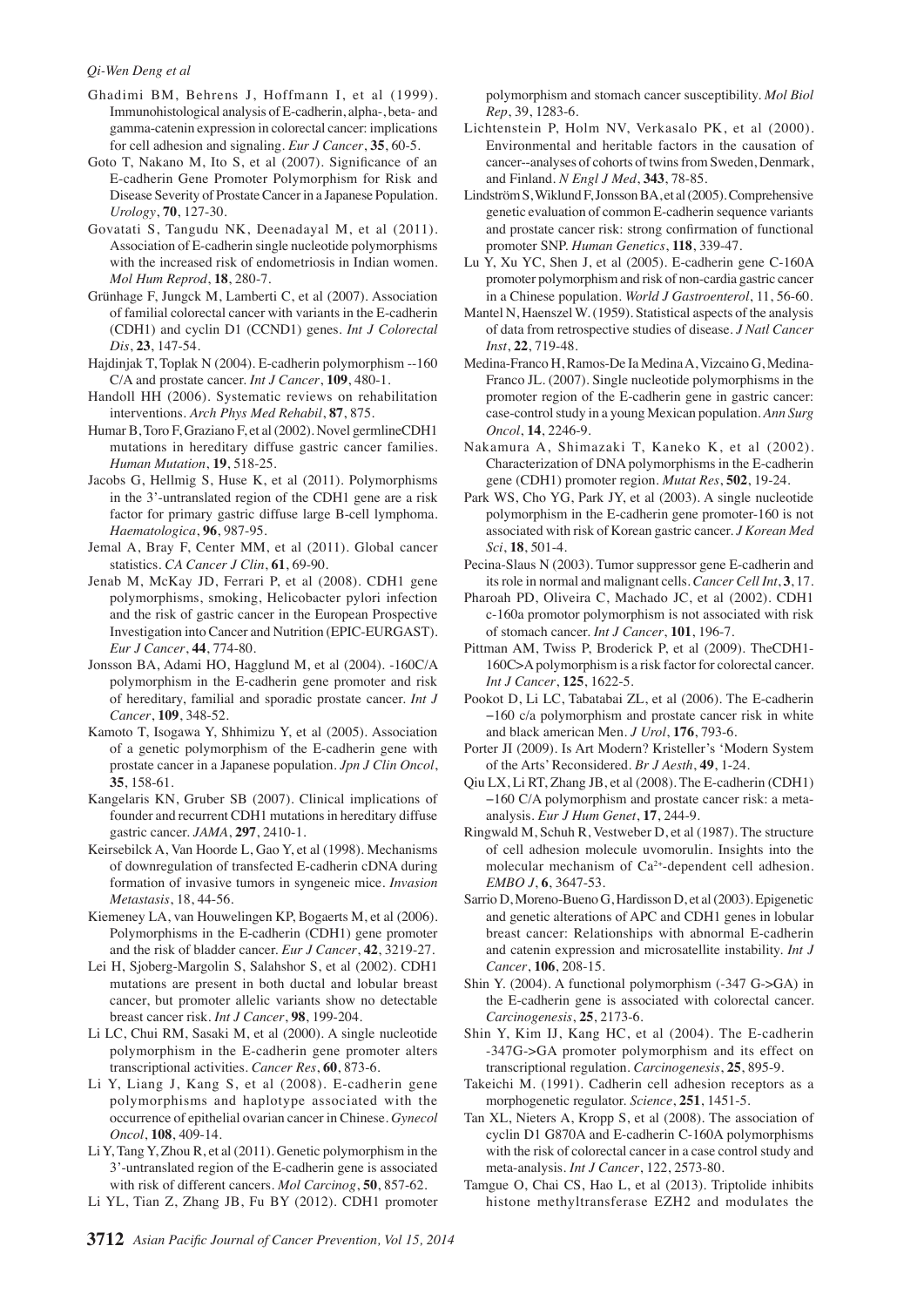Ghadimi BM, Behrens J, Hoffmann I, et al (1999). Immunohistological analysis of E-cadherin, alpha-, beta- and gamma-catenin expression in colorectal cancer: implications for cell adhesion and signaling. *Eur J Cancer*, **35**, 60-5.

Goto T, Nakano M, Ito S, et al (2007). Significance of an E-cadherin Gene Promoter Polymorphism for Risk and Disease Severity of Prostate Cancer in a Japanese Population. *Urology*, **70**, 127-30.

Govatati S, Tangudu NK, Deenadayal M, et al (2011). Association of E-cadherin single nucleotide polymorphisms with the increased risk of endometriosis in Indian women. *Mol Hum Reprod*, **18**, 280-7.

Grünhage F, Jungck M, Lamberti C, et al (2007). Association of familial colorectal cancer with variants in the E-cadherin (CDH1) and cyclin D1 (CCND1) genes. *Int J Colorectal Dis*, **23**, 147-54.

Hajdinjak T, Toplak N (2004). E-cadherin polymorphism --160 C/A and prostate cancer. *Int J Cancer*, **109**, 480-1.

Handoll HH (2006). Systematic reviews on rehabilitation interventions. *Arch Phys Med Rehabil*, **87**, 875.

Humar B, Toro F, Graziano F, et al (2002). Novel germlineCDH1 mutations in hereditary diffuse gastric cancer families. *Human Mutation*, **19**, 518-25.

Jacobs G, Hellmig S, Huse K, et al (2011). Polymorphisms in the 3'-untranslated region of the CDH1 gene are a risk factor for primary gastric diffuse large B-cell lymphoma. *Haematologica*, **96**, 987-95.

Jemal A, Bray F, Center MM, et al (2011). Global cancer statistics. *CA Cancer J Clin*, **61**, 69-90.

Jenab M, McKay JD, Ferrari P, et al (2008). CDH1 gene polymorphisms, smoking, Helicobacter pylori infection and the risk of gastric cancer in the European Prospective Investigation into Cancer and Nutrition (EPIC-EURGAST). *Eur J Cancer*, **44**, 774-80.

Jonsson BA, Adami HO, Hagglund M, et al (2004). -160C/A polymorphism in the E-cadherin gene promoter and risk of hereditary, familial and sporadic prostate cancer. *Int J Cancer*, **109**, 348-52.

Kamoto T, Isogawa Y, Shhimizu Y, et al (2005). Association of a genetic polymorphism of the E-cadherin gene with prostate cancer in a Japanese population. *Jpn J Clin Oncol*, **35**, 158-61.

Kangelaris KN, Gruber SB (2007). Clinical implications of founder and recurrent CDH1 mutations in hereditary diffuse gastric cancer. *JAMA*, **297**, 2410-1.

Keirsebilck A, Van Hoorde L, Gao Y, et al (1998). Mechanisms of downregulation of transfected E-cadherin cDNA during formation of invasive tumors in syngeneic mice. *Invasion Metastasis*, 18, 44-56.

Kiemeney LA, van Houwelingen KP, Bogaerts M, et al (2006). Polymorphisms in the E-cadherin (CDH1) gene promoter and the risk of bladder cancer. *Eur J Cancer*, **42**, 3219-27.

Lei H, Sjoberg-Margolin S, Salahshor S, et al (2002). CDH1 mutations are present in both ductal and lobular breast cancer, but promoter allelic variants show no detectable breast cancer risk. *Int J Cancer*, **98**, 199-204.

Li LC, Chui RM, Sasaki M, et al (2000). A single nucleotide polymorphism in the E-cadherin gene promoter alters transcriptional activities. *Cancer Res*, **60**, 873-6.

Li Y, Liang J, Kang S, et al (2008). E-cadherin gene polymorphisms and haplotype associated with the occurrence of epithelial ovarian cancer in Chinese. *Gynecol Oncol*, **108**, 409-14.

Li Y, Tang Y, Zhou R, et al (2011). Genetic polymorphism in the 3'-untranslated region of the E-cadherin gene is associated with risk of different cancers. *Mol Carcinog*, **50**, 857-62.

Li YL, Tian Z, Zhang JB, Fu BY (2012). CDH1 promoter polymorphism and stomach cancer susceptibility. *Mol Biol Rep*, 39, 1283-6.

Lichtenstein P, Holm NV, Verkasalo PK, et al (2000). Environmental and heritable factors in the causation of cancer--analyses of cohorts of twins from Sweden, Denmark, and Finland. *N Engl J Med*, **343**, 78-85.

Lindström S, Wiklund F, Jonsson BA, et al (2005). Comprehensive genetic evaluation of common E-cadherin sequence variants and prostate cancer risk: strong confirmation of functional promoter SNP. *Human Genetics*, **118**, 339-47.

Lu Y, Xu YC, Shen J, et al (2005). E-cadherin gene C-160A promoter polymorphism and risk of non-cardia gastric cancer in a Chinese population. *World J Gastroenterol*, 11, 56-60.

Mantel N, Haenszel W. (1959). Statistical aspects of the analysis of data from retrospective studies of disease. *J Natl Cancer Inst*, **22**, 719-48.

Medina-Franco H, Ramos-De Ia Medina A, Vizcaino G, Medina-Franco JL. (2007). Single nucleotide polymorphisms in the promoter region of the E-cadherin gene in gastric cancer: case-control study in a young Mexican population. *Ann Surg Oncol*, **14**, 2246-9.

Nakamura A, Shimazaki T, Kaneko K, et al (2002). Characterization of DNA polymorphisms in the E-cadherin gene (CDH1) promoter region. *Mutat Res*, **502**, 19-24.

Park WS, Cho YG, Park JY, et al (2003). A single nucleotide polymorphism in the E-cadherin gene promoter-160 is not associated with risk of Korean gastric cancer. *J Korean Med Sci*, **18**, 501-4.

Pecina-Slaus N (2003). Tumor suppressor gene E-cadherin and its role in normal and malignant cells. *Cancer Cell Int*, **3**, 17.

Pharoah PD, Oliveira C, Machado JC, et al (2002). CDH1 c-160a promotor polymorphism is not associated with risk of stomach cancer. *Int J Cancer*, **101**, 196-7.

Pittman AM, Twiss P, Broderick P, et al (2009). TheCDH1-160C>A polymorphism is a risk factor for colorectal cancer. *Int J Cancer*, **125**, 1622-5.

Pookot D, Li LC, Tabatabai ZL, et al (2006). The E-cadherin −160 c/a polymorphism and prostate cancer risk in white and black american Men. *J Urol*, **176**, 793-6.

Porter JI (2009). Is Art Modern? Kristeller's 'Modern System of the Arts' Reconsidered. *Br J Aesth*, **49**, 1-24.

Qiu LX, Li RT, Zhang JB, et al (2008). The E-cadherin (CDH1) −160 C/A polymorphism and prostate cancer risk: a meta-analysis. *Eur J Hum Genet*, **17**, 244-9.

Ringwald M, Schuh R, Vestweber D, et al (1987). The structure of cell adhesion molecule uvomorulin. Insights into the molecular mechanism of $Ca^{2+}$-dependent cell adhesion. *EMBO J*, **6**, 3647-53.

Sarrio D, Moreno-Bueno G, Hardisson D, et al (2003). Epigenetic and genetic alterations of APC and CDH1 genes in lobular breast cancer: Relationships with abnormal E-cadherin and catenin expression and microsatellite instability. *Int J Cancer*, **106**, 208-15.

Shin Y. (2004). A functional polymorphism (-347 G->GA) in the E-cadherin gene is associated with colorectal cancer. *Carcinogenesis*, **25**, 2173-6.

Shin Y, Kim IJ, Kang HC, et al (2004). The E-cadherin -347G->GA promoter polymorphism and its effect on transcriptional regulation. *Carcinogenesis*, **25**, 895-9.

Takeichi M. (1991). Cadherin cell adhesion receptors as a morphogenetic regulator. *Science*, **251**, 1451-5.

Tan XL, Nieters A, Kropp S, et al (2008). The association of cyclin D1 G870A and E-cadherin C-160A polymorphisms with the risk of colorectal cancer in a case control study and meta-analysis. *Int J Cancer*, 122, 2573-80.

Tamgue O, Chai CS, Hao L, et al (2013). Triptolide inhibits histone methyltransferase EZH2 and modulates the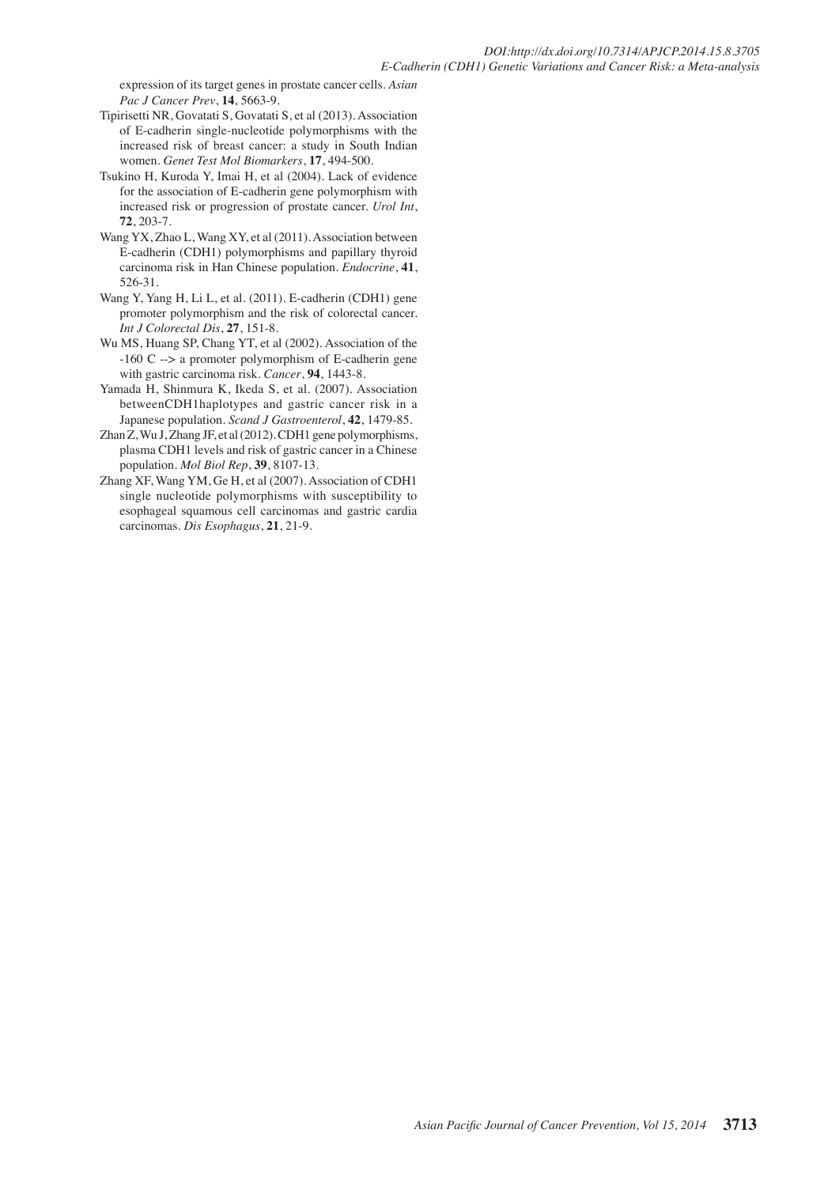expression of its target genes in prostate cancer cells. *Asian Pac J Cancer Prev*, **14**, 5663-9.

Tipirisetti NR, Govatati S, Govatati S, et al (2013). Association of E-cadherin single-nucleotide polymorphisms with the increased risk of breast cancer: a study in South Indian women. *Genet Test Mol Biomarkers*, **17**, 494-500.

Tsukino H, Kuroda Y, Imai H, et al (2004). Lack of evidence for the association of E-cadherin gene polymorphism with increased risk or progression of prostate cancer. *Urol Int*, **72**, 203-7.

Wang YX, Zhao L, Wang XY, et al (2011). Association between E-cadherin (CDH1) polymorphisms and papillary thyroid carcinoma risk in Han Chinese population. *Endocrine*, **41**, 526-31.

Wang Y, Yang H, Li L, et al. (2011). E-cadherin (CDH1) gene promoter polymorphism and the risk of colorectal cancer. *Int J Colorectal Dis*, **27**, 151-8.

Wu MS, Huang SP, Chang YT, et al (2002). Association of the -160 C --> a promoter polymorphism of E-cadherin gene with gastric carcinoma risk. *Cancer*, **94**, 1443-8.

Yamada H, Shinmura K, Ikeda S, et al. (2007). Association betweenCDH1haplotypes and gastric cancer risk in a Japanese population. *Scand J Gastroenterol*, **42**, 1479-85.

Zhan Z, Wu J, Zhang JF, et al (2012). CDH1 gene polymorphisms, plasma CDH1 levels and risk of gastric cancer in a Chinese population. *Mol Biol Rep*, **39**, 8107-13.

Zhang XF, Wang YM, Ge H, et al (2007). Association of CDH1 single nucleotide polymorphisms with susceptibility to esophageal squamous cell carcinomas and gastric cardia carcinomas. *Dis Esophagus*, **21**, 21-9.